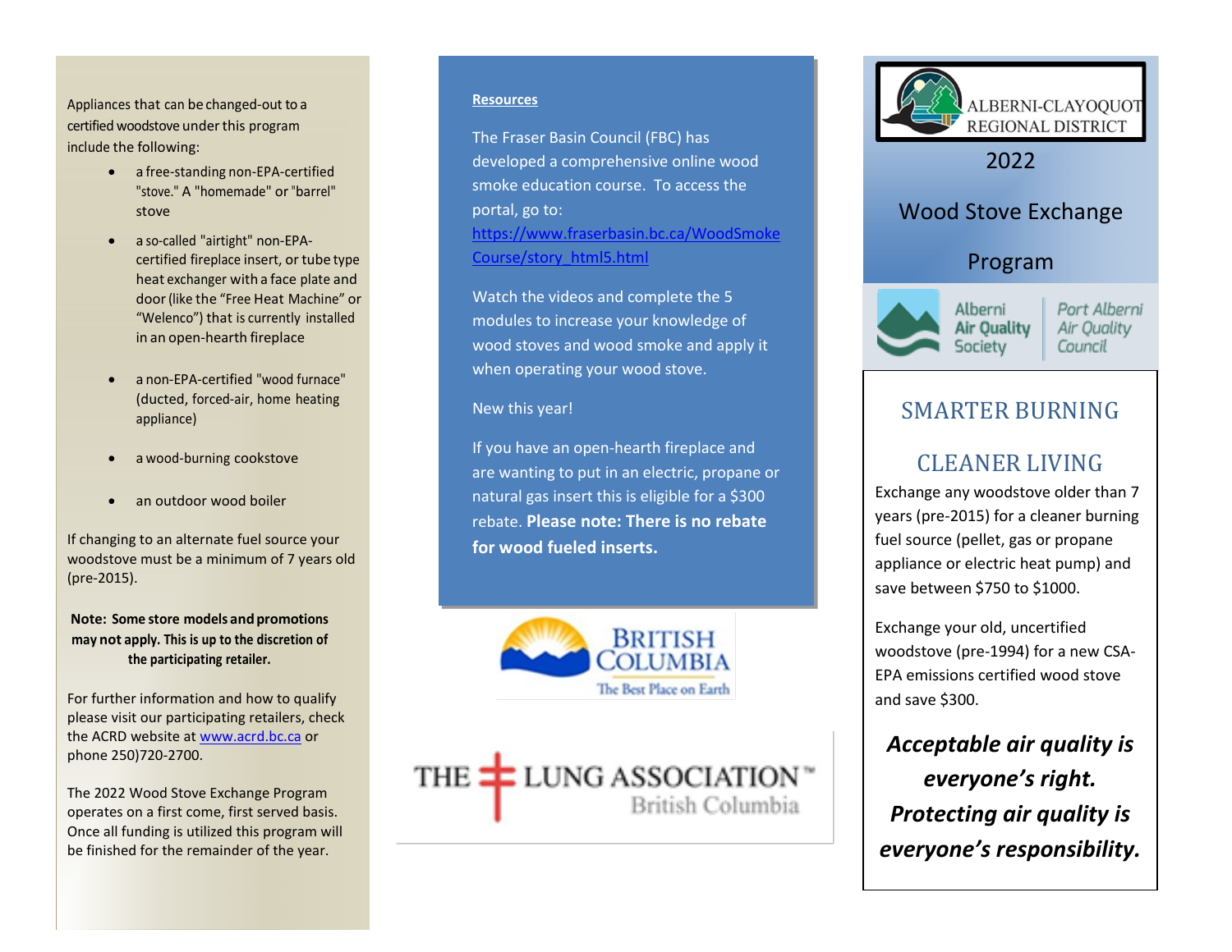Appliances that can be changed-out to a certified woodstove under this program include the following:

- a free-standing non-EPA-certified "stove." A "homemade" or "barrel" stove
- a so-called "airtight" non-EPA-certified fireplace insert, or tube type heat exchanger with a face plate and door (like the "Free Heat Machine" or "Welenco") that is currently installed in an open-hearth fireplace
- a non-EPA-certified "wood furnace" (ducted, forced-air, home heating appliance)
- a wood-burning cookstove
- an outdoor wood boiler

If changing to an alternate fuel source your woodstove must be a minimum of 7 years old (pre-2015).

**Note: Some store models and promotions may not apply. This is up to the discretion of the participating retailer.**

For further information and how to qualify please visit our participating retailers, check the ACRD website at www.acrd.bc.ca or phone 250)720-2700.

The 2022 Wood Stove Exchange Program operates on a first come, first served basis. Once all funding is utilized this program will be finished for the remainder of the year.

## Resources

The Fraser Basin Council (FBC) has developed a comprehensive online wood smoke education course. To access the portal, go to: https://www.fraserbasin.bc.ca/WoodSmokeCourse/story_html5.html

Watch the videos and complete the 5 modules to increase your knowledge of wood stoves and wood smoke and apply it when operating your wood stove.

New this year!

If you have an open-hearth fireplace and are wanting to put in an electric, propane or natural gas insert this is eligible for a $300 rebate. **Please note: There is no rebate for wood fueled inserts.**

BRITISH COLUMBIA
The Best Place on Earth

THE LUNG ASSOCIATION™
British Columbia

ALBERNI-CLAYOQUOT REGIONAL DISTRICT

# 2022 Wood Stove Exchange Program

Alberni Air Quality Society | Port Alberni Air Quality Council

## SMARTER BURNING

## CLEANER LIVING

Exchange any woodstove older than 7 years (pre-2015) for a cleaner burning fuel source (pellet, gas or propane appliance or electric heat pump) and save between $750 to $1000.

Exchange your old, uncertified woodstove (pre-1994) for a new CSA-EPA emissions certified wood stove and save $300.

***Acceptable air quality is everyone's right. Protecting air quality is everyone's responsibility.***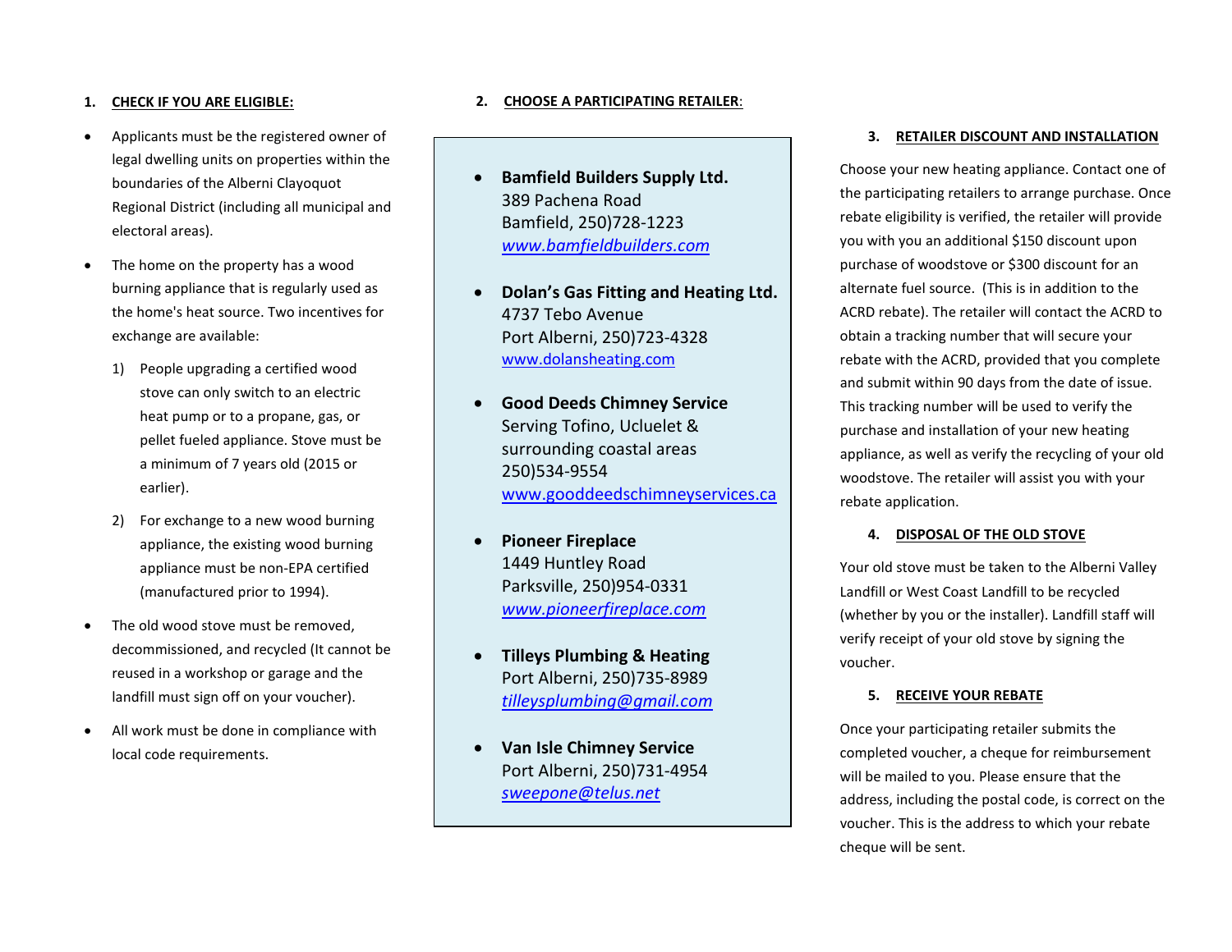## 1. CHECK IF YOU ARE ELIGIBLE:

- Applicants must be the registered owner of legal dwelling units on properties within the boundaries of the Alberni Clayoquot Regional District (including all municipal and electoral areas).
- The home on the property has a wood burning appliance that is regularly used as the home's heat source. Two incentives for exchange are available:
  1) People upgrading a certified wood stove can only switch to an electric heat pump or to a propane, gas, or pellet fueled appliance. Stove must be a minimum of 7 years old (2015 or earlier).
  2) For exchange to a new wood burning appliance, the existing wood burning appliance must be non-EPA certified (manufactured prior to 1994).
- The old wood stove must be removed, decommissioned, and recycled (It cannot be reused in a workshop or garage and the landfill must sign off on your voucher).
- All work must be done in compliance with local code requirements.

## 2. CHOOSE A PARTICIPATING RETAILER:

- **Bamfield Builders Supply Ltd.**
  389 Pachena Road
  Bamfield, 250)728-1223
  *www.bamfieldbuilders.com*
- **Dolan's Gas Fitting and Heating Ltd.**
  4737 Tebo Avenue
  Port Alberni, 250)723-4328
  www.dolansheating.com
- **Good Deeds Chimney Service**
  Serving Tofino, Ucluelet & surrounding coastal areas
  250)534-9554
  www.gooddeedschimneyservices.ca
- **Pioneer Fireplace**
  1449 Huntley Road
  Parksville, 250)954-0331
  *www.pioneerfireplace.com*
- **Tilleys Plumbing & Heating**
  Port Alberni, 250)735-8989
  *tilleysplumbing@gmail.com*
- **Van Isle Chimney Service**
  Port Alberni, 250)731-4954
  *sweepone@telus.net*

## 3. RETAILER DISCOUNT AND INSTALLATION

Choose your new heating appliance. Contact one of the participating retailers to arrange purchase. Once rebate eligibility is verified, the retailer will provide you with you an additional $150 discount upon purchase of woodstove or $300 discount for an alternate fuel source. (This is in addition to the ACRD rebate). The retailer will contact the ACRD to obtain a tracking number that will secure your rebate with the ACRD, provided that you complete and submit within 90 days from the date of issue. This tracking number will be used to verify the purchase and installation of your new heating appliance, as well as verify the recycling of your old woodstove. The retailer will assist you with your rebate application.

## 4. DISPOSAL OF THE OLD STOVE

Your old stove must be taken to the Alberni Valley Landfill or West Coast Landfill to be recycled (whether by you or the installer). Landfill staff will verify receipt of your old stove by signing the voucher.

## 5. RECEIVE YOUR REBATE

Once your participating retailer submits the completed voucher, a cheque for reimbursement will be mailed to you. Please ensure that the address, including the postal code, is correct on the voucher. This is the address to which your rebate cheque will be sent.